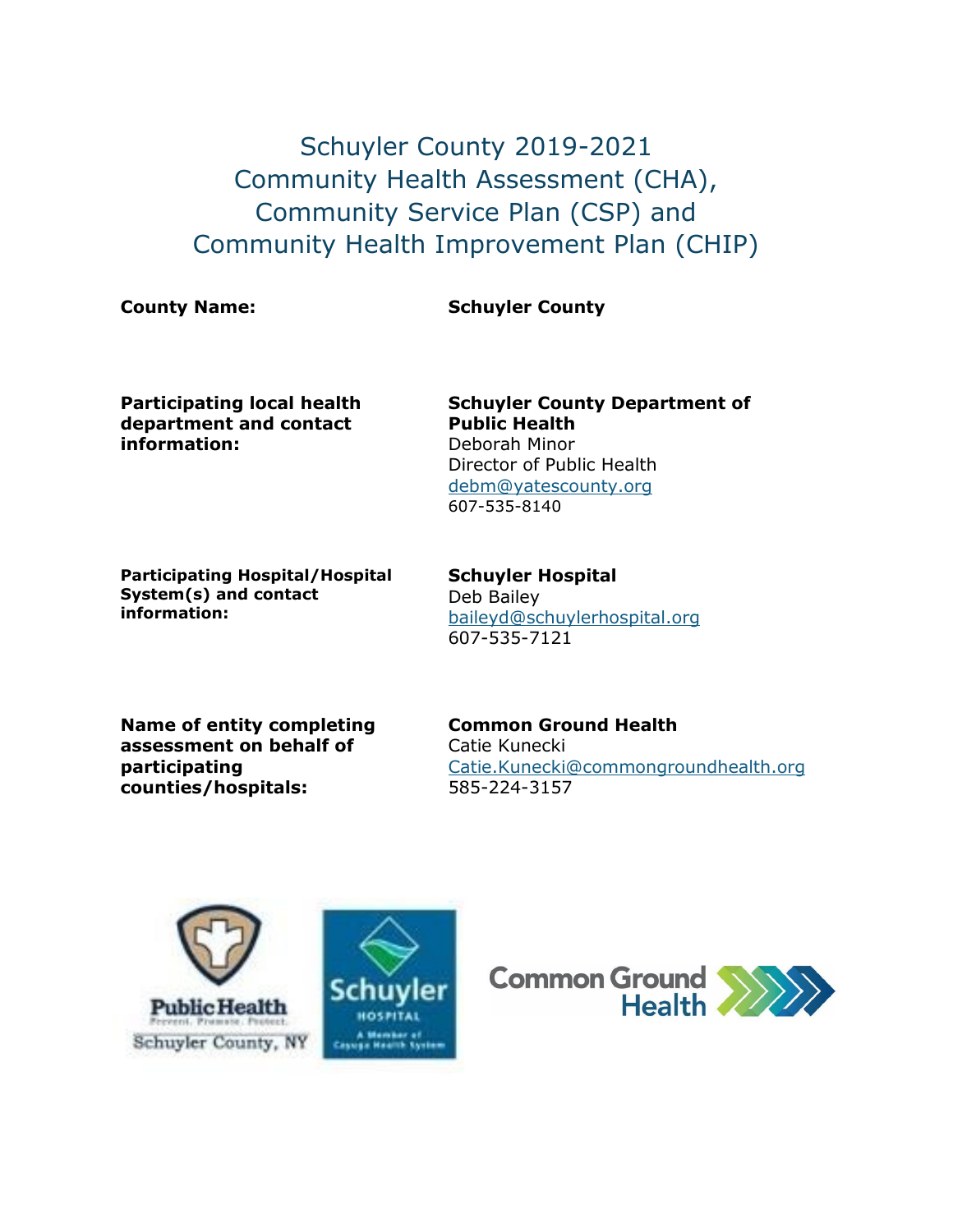# Schuyler County 2019-2021 Community Health Assessment (CHA), Community Service Plan (CSP) and Community Health Improvement Plan (CHIP)

**County Name:** **Schuyler County**

**Participating local health department and contact information:**

**Schuyler County Department of Public Health**
Deborah Minor
Director of Public Health
debm@yatescounty.org
607-535-8140

**Participating Hospital/Hospital System(s) and contact information:**

**Schuyler Hospital**
Deb Bailey
baileyd@schuylerhospital.org
607-535-7121

**Name of entity completing assessment on behalf of participating counties/hospitals:**

**Common Ground Health**
Catie Kunecki
Catie.Kunecki@commongroundhealth.org
585-224-3157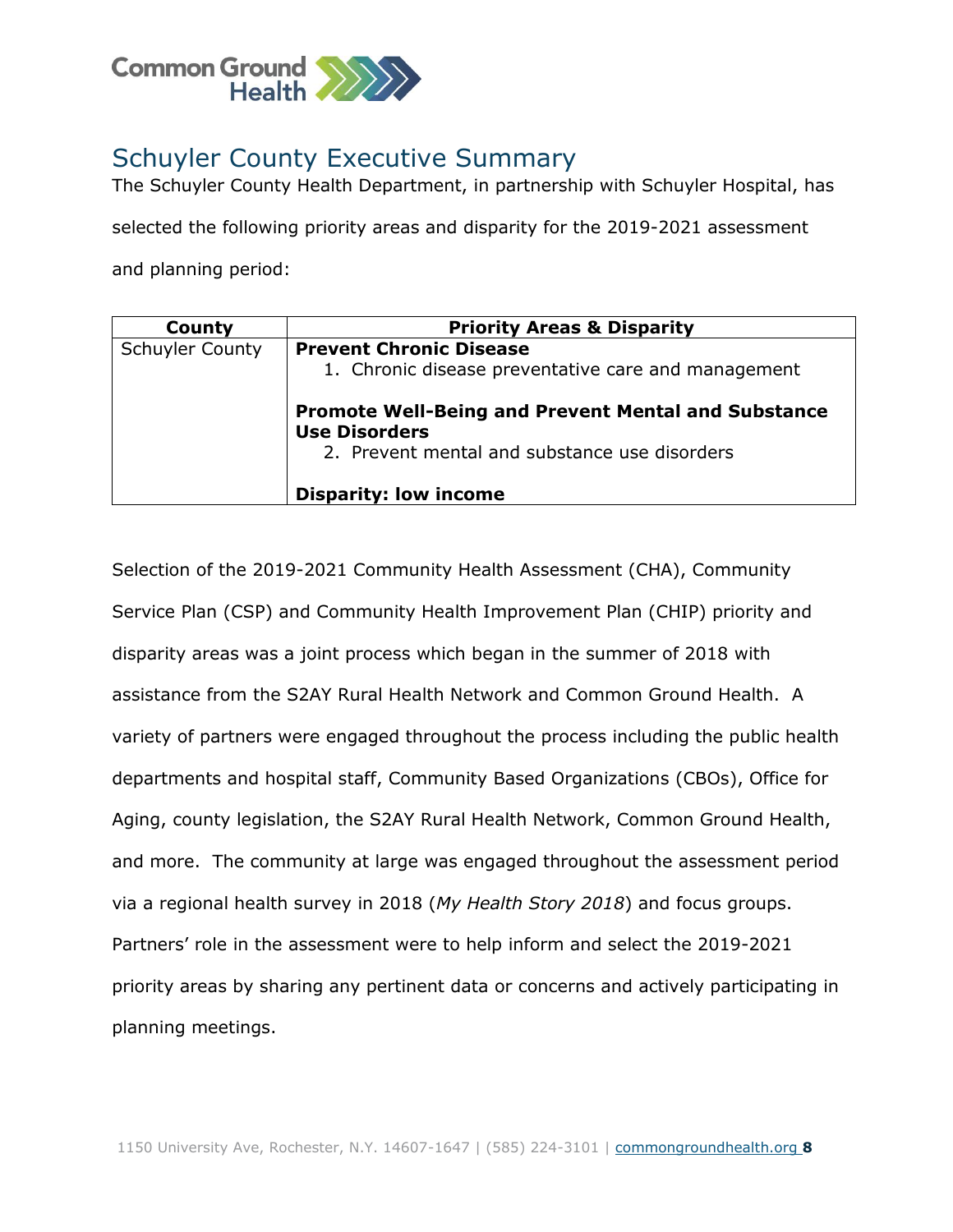# Schuyler County Executive Summary

The Schuyler County Health Department, in partnership with Schuyler Hospital, has selected the following priority areas and disparity for the 2019-2021 assessment and planning period:

| County | Priority Areas & Disparity |
|---|---|
| Schuyler County | **Prevent Chronic Disease**<br>1. Chronic disease preventative care and management<br><br>**Promote Well-Being and Prevent Mental and Substance Use Disorders**<br>2. Prevent mental and substance use disorders<br><br>**Disparity: low income** |

Selection of the 2019-2021 Community Health Assessment (CHA), Community Service Plan (CSP) and Community Health Improvement Plan (CHIP) priority and disparity areas was a joint process which began in the summer of 2018 with assistance from the S2AY Rural Health Network and Common Ground Health. A variety of partners were engaged throughout the process including the public health departments and hospital staff, Community Based Organizations (CBOs), Office for Aging, county legislation, the S2AY Rural Health Network, Common Ground Health, and more. The community at large was engaged throughout the assessment period via a regional health survey in 2018 (*My Health Story 2018*) and focus groups. Partners' role in the assessment were to help inform and select the 2019-2021 priority areas by sharing any pertinent data or concerns and actively participating in planning meetings.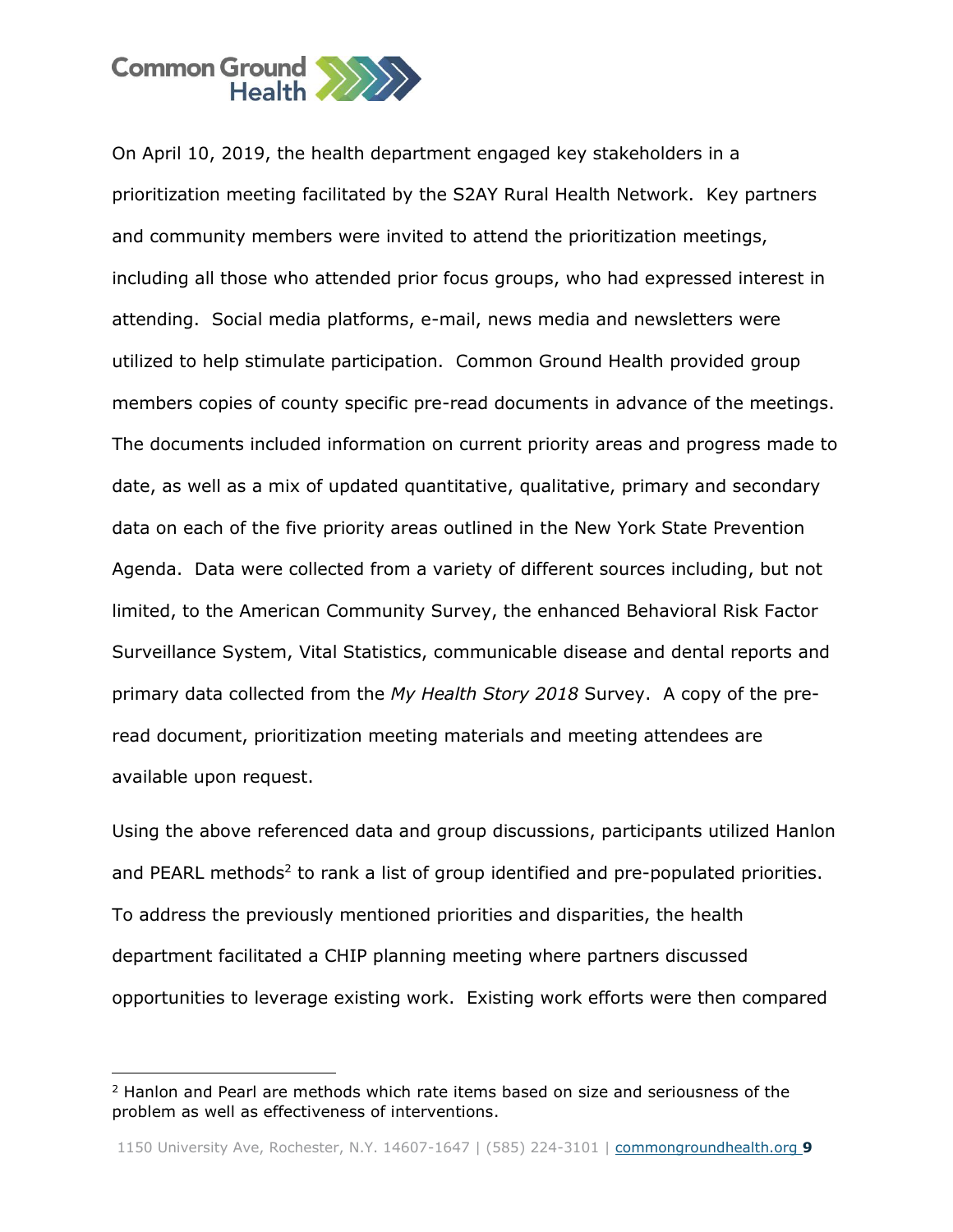On April 10, 2019, the health department engaged key stakeholders in a prioritization meeting facilitated by the S2AY Rural Health Network. Key partners and community members were invited to attend the prioritization meetings, including all those who attended prior focus groups, who had expressed interest in attending. Social media platforms, e-mail, news media and newsletters were utilized to help stimulate participation. Common Ground Health provided group members copies of county specific pre-read documents in advance of the meetings. The documents included information on current priority areas and progress made to date, as well as a mix of updated quantitative, qualitative, primary and secondary data on each of the five priority areas outlined in the New York State Prevention Agenda. Data were collected from a variety of different sources including, but not limited, to the American Community Survey, the enhanced Behavioral Risk Factor Surveillance System, Vital Statistics, communicable disease and dental reports and primary data collected from the *My Health Story 2018* Survey. A copy of the pre-read document, prioritization meeting materials and meeting attendees are available upon request.

Using the above referenced data and group discussions, participants utilized Hanlon and PEARL methods[2] to rank a list of group identified and pre-populated priorities. To address the previously mentioned priorities and disparities, the health department facilitated a CHIP planning meeting where partners discussed opportunities to leverage existing work. Existing work efforts were then compared

[2] Hanlon and Pearl are methods which rate items based on size and seriousness of the problem as well as effectiveness of interventions.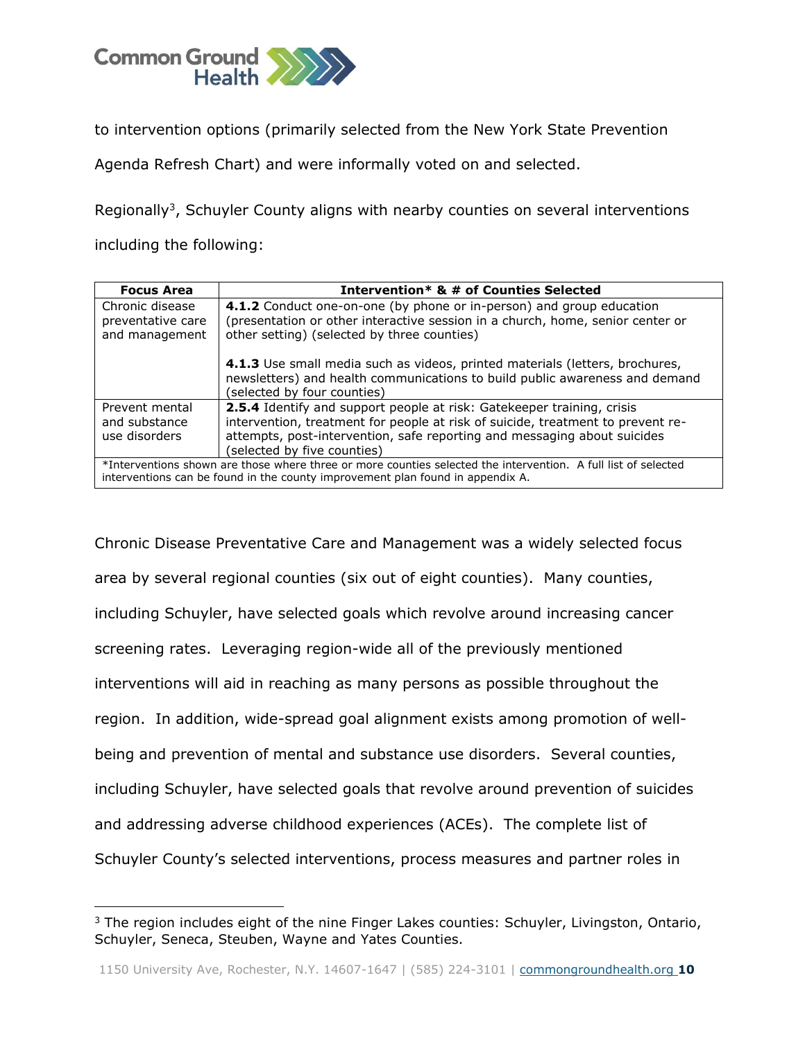to intervention options (primarily selected from the New York State Prevention Agenda Refresh Chart) and were informally voted on and selected.

Regionally[3], Schuyler County aligns with nearby counties on several interventions including the following:

| Focus Area | Intervention* & # of Counties Selected |
|---|---|
| Chronic disease preventative care and management | **4.1.2** Conduct one-on-one (by phone or in-person) and group education (presentation or other interactive session in a church, home, senior center or other setting) (selected by three counties)<br><br>**4.1.3** Use small media such as videos, printed materials (letters, brochures, newsletters) and health communications to build public awareness and demand (selected by four counties) |
| Prevent mental and substance use disorders | **2.5.4** Identify and support people at risk: Gatekeeper training, crisis intervention, treatment for people at risk of suicide, treatment to prevent re-attempts, post-intervention, safe reporting and messaging about suicides (selected by five counties) |
| *Interventions shown are those where three or more counties selected the intervention. A full list of selected interventions can be found in the county improvement plan found in appendix A. | |

Chronic Disease Preventative Care and Management was a widely selected focus area by several regional counties (six out of eight counties). Many counties, including Schuyler, have selected goals which revolve around increasing cancer screening rates. Leveraging region-wide all of the previously mentioned interventions will aid in reaching as many persons as possible throughout the region. In addition, wide-spread goal alignment exists among promotion of well-being and prevention of mental and substance use disorders. Several counties, including Schuyler, have selected goals that revolve around prevention of suicides and addressing adverse childhood experiences (ACEs). The complete list of Schuyler County's selected interventions, process measures and partner roles in

[3] The region includes eight of the nine Finger Lakes counties: Schuyler, Livingston, Ontario, Schuyler, Seneca, Steuben, Wayne and Yates Counties.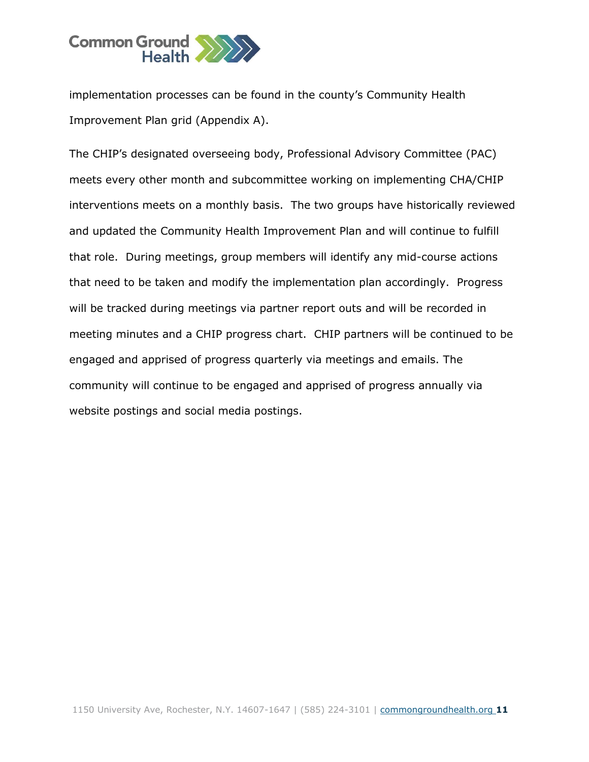implementation processes can be found in the county's Community Health Improvement Plan grid (Appendix A).

The CHIP's designated overseeing body, Professional Advisory Committee (PAC) meets every other month and subcommittee working on implementing CHA/CHIP interventions meets on a monthly basis. The two groups have historically reviewed and updated the Community Health Improvement Plan and will continue to fulfill that role. During meetings, group members will identify any mid-course actions that need to be taken and modify the implementation plan accordingly. Progress will be tracked during meetings via partner report outs and will be recorded in meeting minutes and a CHIP progress chart. CHIP partners will be continued to be engaged and apprised of progress quarterly via meetings and emails. The community will continue to be engaged and apprised of progress annually via website postings and social media postings.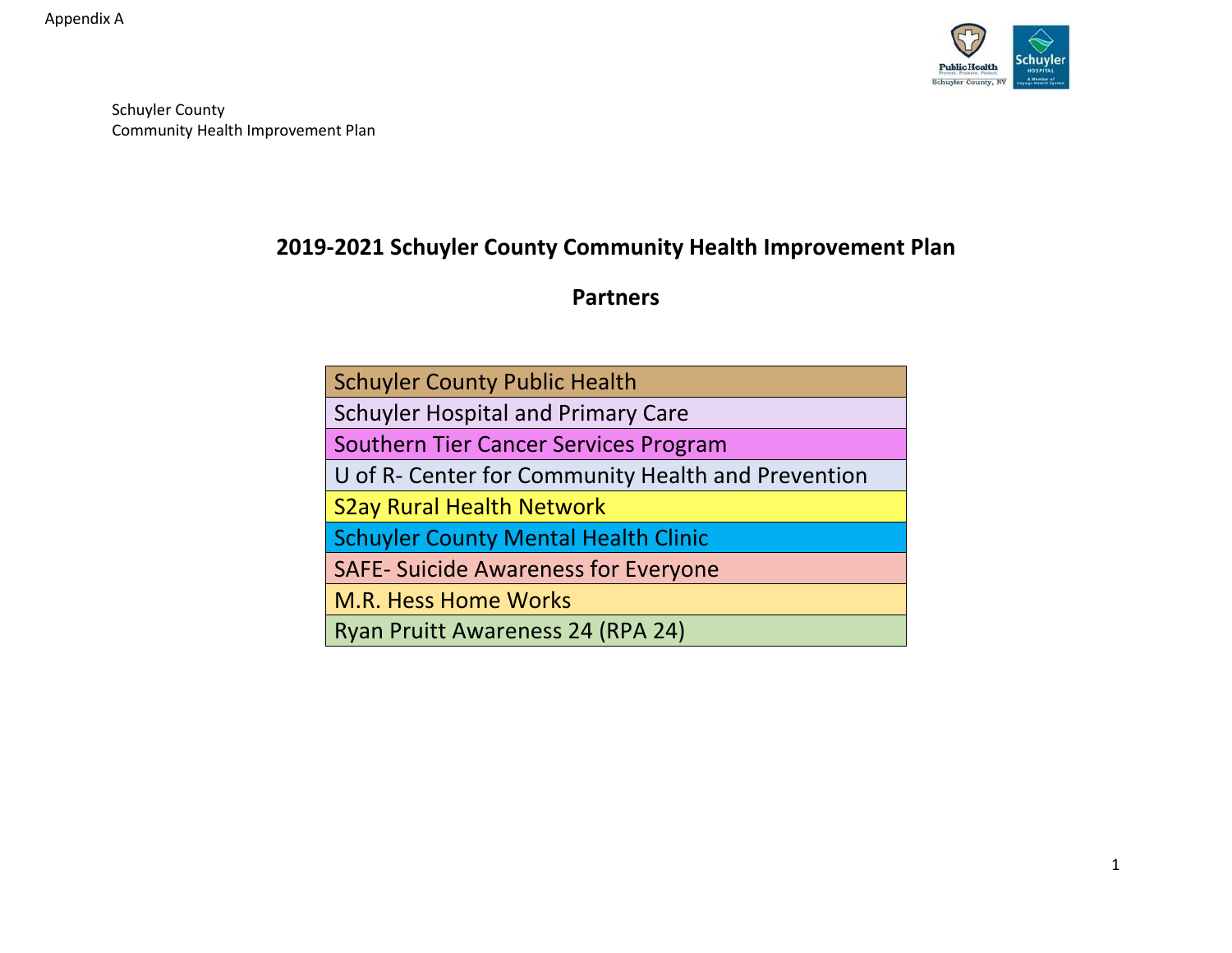Appendix A

Schuyler County
Community Health Improvement Plan

# 2019-2021 Schuyler County Community Health Improvement Plan

## Partners

| Partners |
|---|
| Schuyler County Public Health |
| Schuyler Hospital and Primary Care |
| Southern Tier Cancer Services Program |
| U of R- Center for Community Health and Prevention |
| S2ay Rural Health Network |
| Schuyler County Mental Health Clinic |
| SAFE- Suicide Awareness for Everyone |
| M.R. Hess Home Works |
| Ryan Pruitt Awareness 24 (RPA 24) |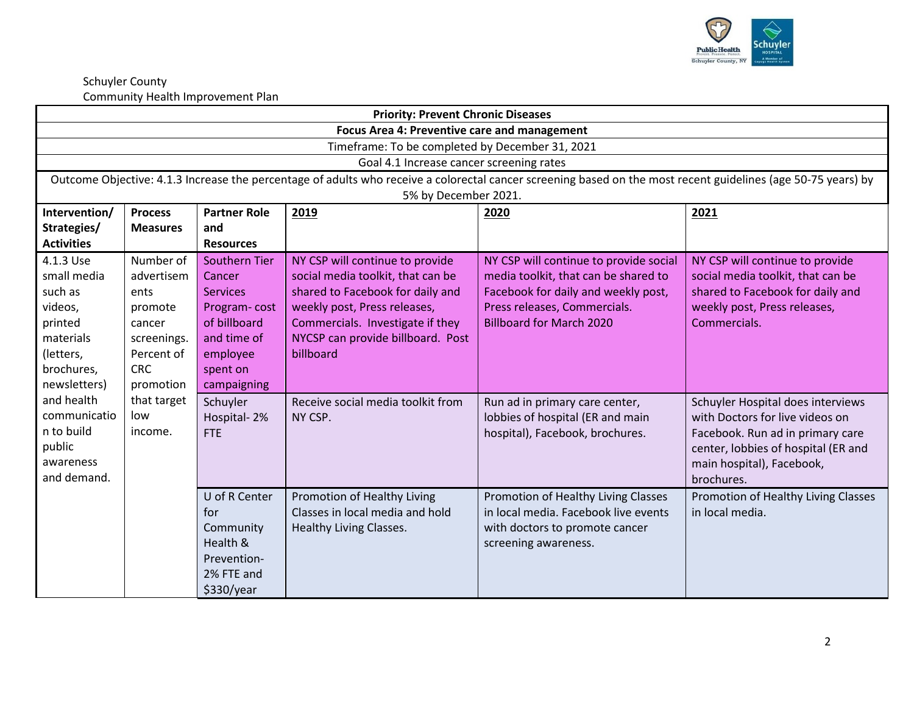Schuyler County
Community Health Improvement Plan

| Priority: Prevent Chronic Diseases | | | | | |
|---|---|---|---|---|---|
| **Focus Area 4: Preventive care and management** | | | | | |
| Timeframe: To be completed by December 31, 2021 | | | | | |
| Goal 4.1 Increase cancer screening rates | | | | | |
| Outcome Objective: 4.1.3 Increase the percentage of adults who receive a colorectal cancer screening based on the most recent guidelines (age 50-75 years) by 5% by December 2021. | | | | | |
| **Intervention/ Strategies/ Activities** | **Process Measures** | **Partner Role and Resources** | **2019** | **2020** | **2021** |
| 4.1.3 Use small media such as videos, printed materials (letters, brochures, newsletters) and health communication to build public awareness and demand. | Number of advertisements promote cancer screenings. Percent of CRC promotion that target low income. | Southern Tier Cancer Services Program- cost of billboard and time of employee spent on campaigning | NY CSP will continue to provide social media toolkit, that can be shared to Facebook for daily and weekly post, Press releases, Commercials. Investigate if they NYCSP can provide billboard. Post billboard | NY CSP will continue to provide social media toolkit, that can be shared to Facebook for daily and weekly post, Press releases, Commercials. Billboard for March 2020 | NY CSP will continue to provide social media toolkit, that can be shared to Facebook for daily and weekly post, Press releases, Commercials. |
| | | Schuyler Hospital- 2% FTE | Receive social media toolkit from NY CSP. | Run ad in primary care center, lobbies of hospital (ER and main hospital), Facebook, brochures. | Schuyler Hospital does interviews with Doctors for live videos on Facebook. Run ad in primary care center, lobbies of hospital (ER and main hospital), Facebook, brochures. |
| | | U of R Center for Community Health & Prevention- 2% FTE and $330/year | Promotion of Healthy Living Classes in local media and hold Healthy Living Classes. | Promotion of Healthy Living Classes in local media. Facebook live events with doctors to promote cancer screening awareness. | Promotion of Healthy Living Classes in local media. |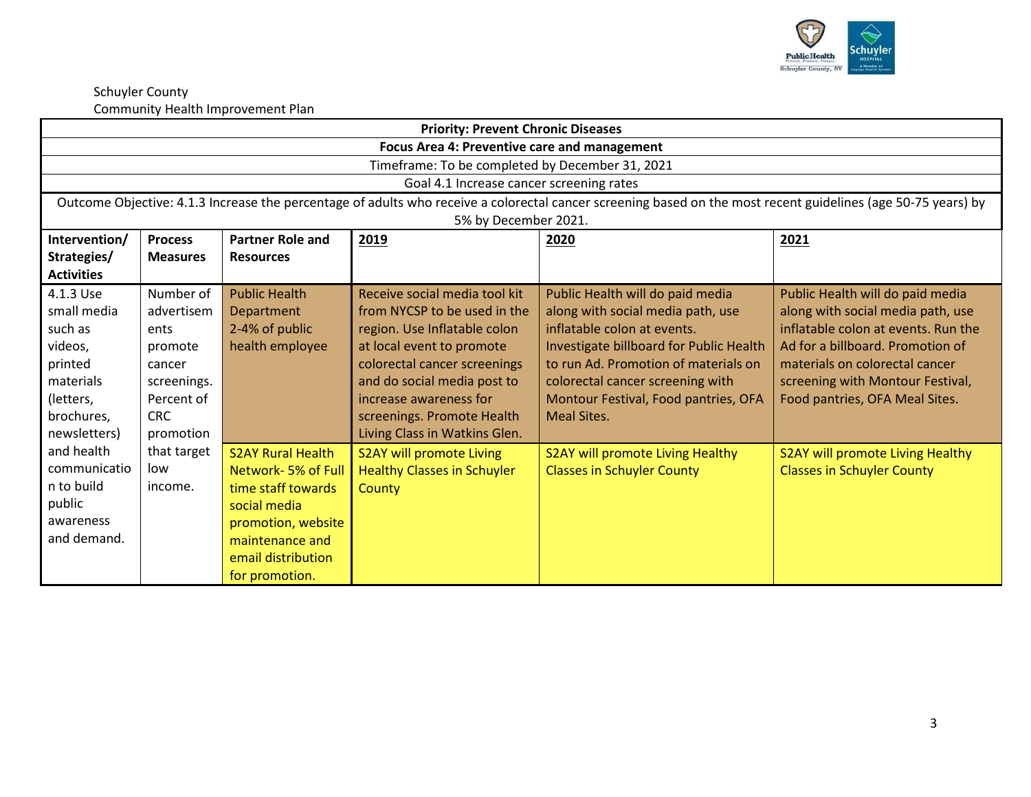Schuyler County
Community Health Improvement Plan

| **Priority: Prevent Chronic Diseases** | | | | | |
|---|---|---|---|---|---|
| **Focus Area 4: Preventive care and management** | | | | | |
| Timeframe: To be completed by December 31, 2021 | | | | | |
| Goal 4.1 Increase cancer screening rates | | | | | |
| Outcome Objective: 4.1.3 Increase the percentage of adults who receive a colorectal cancer screening based on the most recent guidelines (age 50-75 years) by 5% by December 2021. | | | | | |
| **Intervention/ Strategies/ Activities** | **Process Measures** | **Partner Role and Resources** | **2019** | **2020** | **2021** |
| 4.1.3 Use small media such as videos, printed materials (letters, brochures, newsletters) and health communication to build public awareness and demand. | Number of advertisements promote cancer screenings. Percent of CRC promotion that target low income. | Public Health Department 2-4% of public health employee | Receive social media tool kit from NYCSP to be used in the region. Use Inflatable colon at local event to promote colorectal cancer screenings and do social media post to increase awareness for screenings. Promote Health Living Class in Watkins Glen. | Public Health will do paid media along with social media path, use inflatable colon at events. Investigate billboard for Public Health to run Ad. Promotion of materials on colorectal cancer screening with Montour Festival, Food pantries, OFA Meal Sites. | Public Health will do paid media along with social media path, use inflatable colon at events. Run the Ad for a billboard. Promotion of materials on colorectal cancer screening with Montour Festival, Food pantries, OFA Meal Sites. |
| | | S2AY Rural Health Network- 5% of Full time staff towards social media promotion, website maintenance and email distribution for promotion. | S2AY will promote Living Healthy Classes in Schuyler County | S2AY will promote Living Healthy Classes in Schuyler County | S2AY will promote Living Healthy Classes in Schuyler County |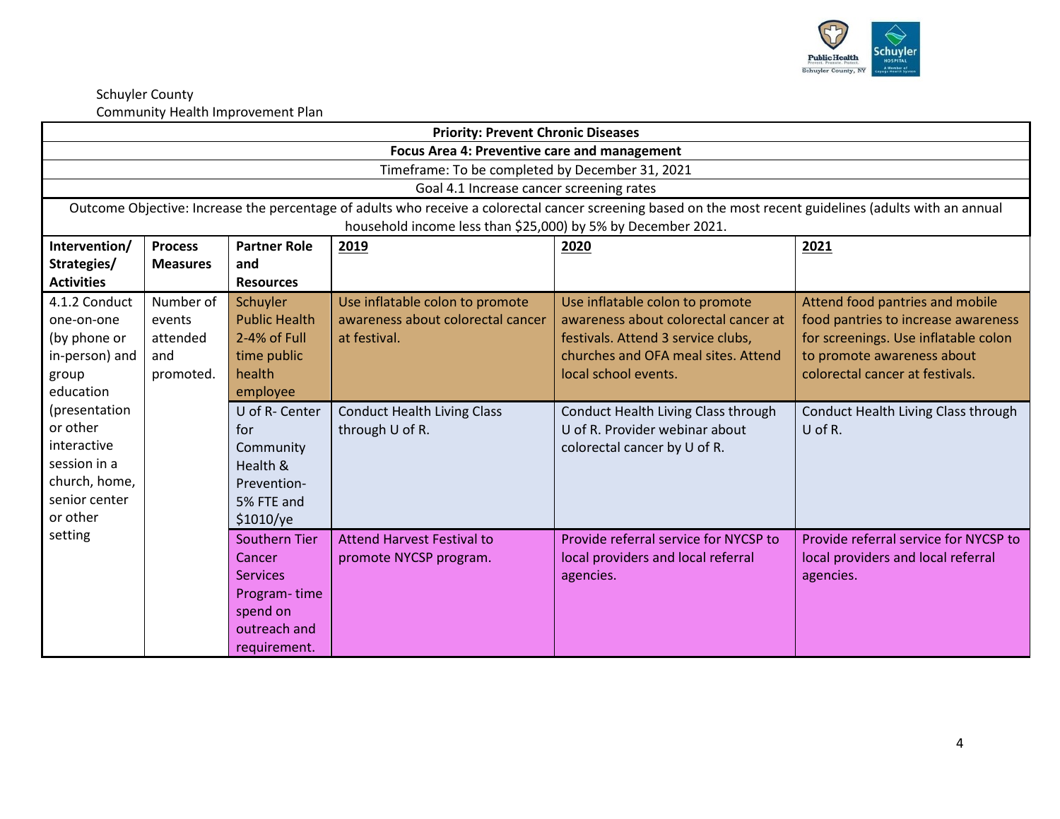Schuyler County
Community Health Improvement Plan

| **Priority: Prevent Chronic Diseases** | | | | | |
|---|---|---|---|---|---|
| **Focus Area 4: Preventive care and management** | | | | | |
| Timeframe: To be completed by December 31, 2021 | | | | | |
| Goal 4.1 Increase cancer screening rates | | | | | |
| Outcome Objective: Increase the percentage of adults who receive a colorectal cancer screening based on the most recent guidelines (adults with an annual household income less than $25,000) by 5% by December 2021. | | | | | |
| **Intervention/ Strategies/ Activities** | **Process Measures** | **Partner Role and Resources** | **2019** | **2020** | **2021** |
| 4.1.2 Conduct one-on-one (by phone or in-person) and group education (presentation or other interactive session in a church, home, senior center or other setting | Number of events attended and promoted. | Schuyler Public Health 2-4% of Full time public health employee | Use inflatable colon to promote awareness about colorectal cancer at festival. | Use inflatable colon to promote awareness about colorectal cancer at festivals. Attend 3 service clubs, churches and OFA meal sites. Attend local school events. | Attend food pantries and mobile food pantries to increase awareness for screenings. Use inflatable colon to promote awareness about colorectal cancer at festivals. |
| | | U of R- Center for Community Health & Prevention- 5% FTE and $1010/ye | Conduct Health Living Class through U of R. | Conduct Health Living Class through U of R. Provider webinar about colorectal cancer by U of R. | Conduct Health Living Class through U of R. |
| | | Southern Tier Cancer Services Program- time spend on outreach and requirement. | Attend Harvest Festival to promote NYCSP program. | Provide referral service for NYCSP to local providers and local referral agencies. | Provide referral service for NYCSP to local providers and local referral agencies. |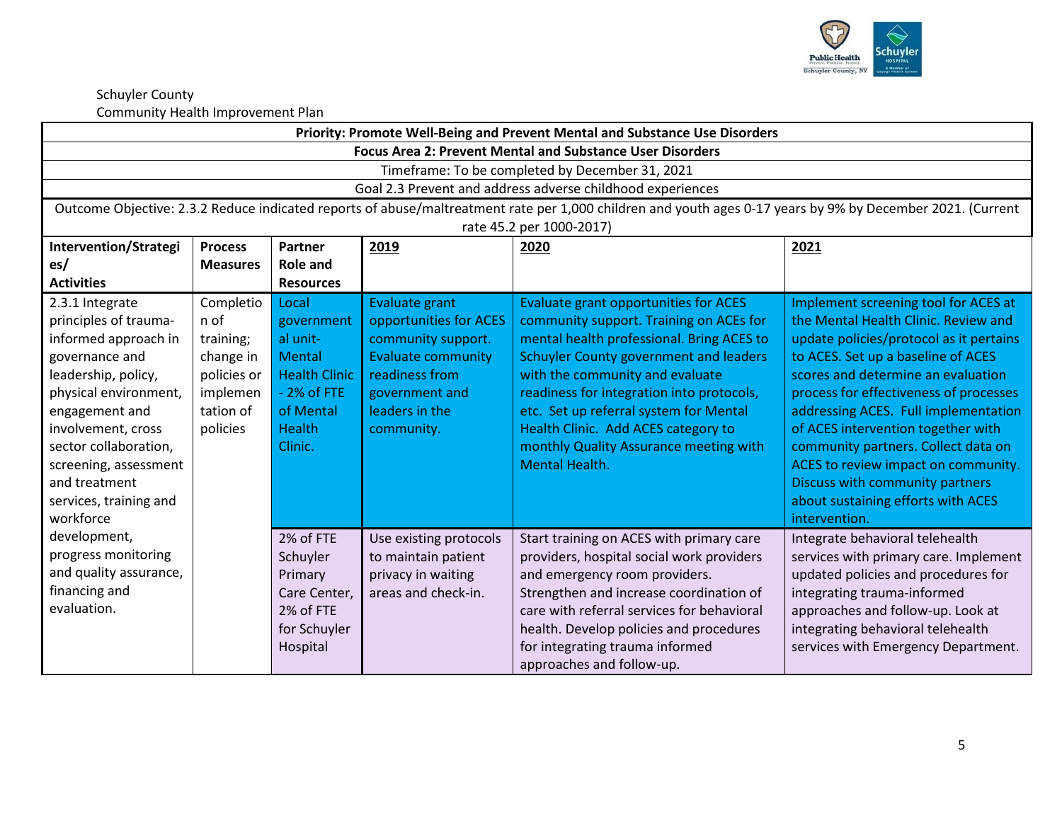Schuyler County
Community Health Improvement Plan

| **Priority: Promote Well-Being and Prevent Mental and Substance Use Disorders** | | | | | |
|---|---|---|---|---|---|
| **Focus Area 2: Prevent Mental and Substance User Disorders** | | | | | |
| Timeframe: To be completed by December 31, 2021 | | | | | |
| Goal 2.3 Prevent and address adverse childhood experiences | | | | | |
| Outcome Objective: 2.3.2 Reduce indicated reports of abuse/maltreatment rate per 1,000 children and youth ages 0-17 years by 9% by December 2021. (Current rate 45.2 per 1000-2017) | | | | | |
| **Intervention/Strategies/ Activities** | **Process Measures** | **Partner Role and Resources** | **2019** | **2020** | **2021** |
| 2.3.1 Integrate principles of trauma-informed approach in governance and leadership, policy, physical environment, engagement and involvement, cross sector collaboration, screening, assessment and treatment services, training and workforce development, progress monitoring and quality assurance, financing and evaluation. | Completion of training; change in policies or implementation of policies | Local governmental unit-Mental Health Clinic - 2% of FTE of Mental Health Clinic. | Evaluate grant opportunities for ACES community support. Evaluate community readiness from government and leaders in the community. | Evaluate grant opportunities for ACES community support. Training on ACEs for mental health professional. Bring ACES to Schuyler County government and leaders with the community and evaluate readiness for integration into protocols, etc. Set up referral system for Mental Health Clinic. Add ACES category to monthly Quality Assurance meeting with Mental Health. | Implement screening tool for ACES at the Mental Health Clinic. Review and update policies/protocol as it pertains to ACES. Set up a baseline of ACES scores and determine an evaluation process for effectiveness of processes addressing ACES. Full implementation of ACES intervention together with community partners. Collect data on ACES to review impact on community. Discuss with community partners about sustaining efforts with ACES intervention. |
| | | 2% of FTE Schuyler Primary Care Center, 2% of FTE for Schuyler Hospital | Use existing protocols to maintain patient privacy in waiting areas and check-in. | Start training on ACES with primary care providers, hospital social work providers and emergency room providers. Strengthen and increase coordination of care with referral services for behavioral health. Develop policies and procedures for integrating trauma informed approaches and follow-up. | Integrate behavioral telehealth services with primary care. Implement updated policies and procedures for integrating trauma-informed approaches and follow-up. Look at integrating behavioral telehealth services with Emergency Department. |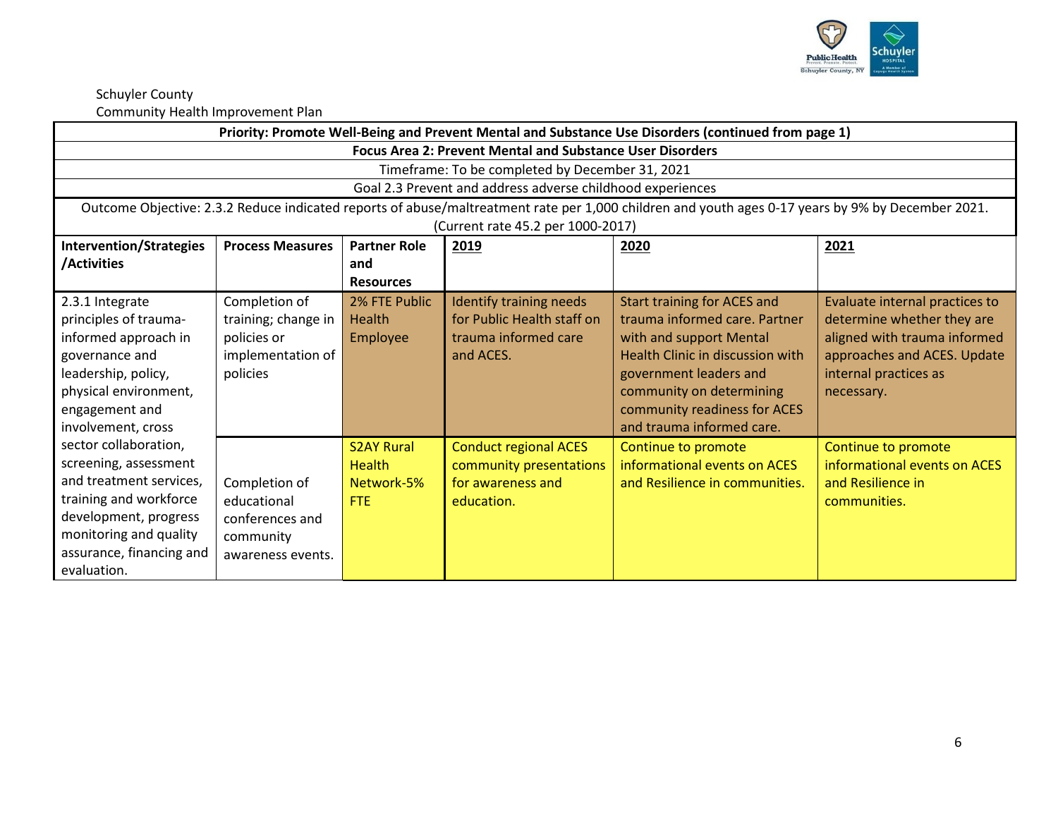Schuyler County
Community Health Improvement Plan

| Priority: Promote Well-Being and Prevent Mental and Substance Use Disorders (continued from page 1) | | | | | |
|---|---|---|---|---|---|
| Focus Area 2: Prevent Mental and Substance User Disorders | | | | | |
| Timeframe: To be completed by December 31, 2021 | | | | | |
| Goal 2.3 Prevent and address adverse childhood experiences | | | | | |
| Outcome Objective: 2.3.2 Reduce indicated reports of abuse/maltreatment rate per 1,000 children and youth ages 0-17 years by 9% by December 2021. (Current rate 45.2 per 1000-2017) | | | | | |
| **Intervention/Strategies /Activities** | **Process Measures** | **Partner Role and Resources** | **2019** | **2020** | **2021** |
| 2.3.1 Integrate principles of trauma-informed approach in governance and leadership, policy, physical environment, engagement and involvement, cross sector collaboration, screening, assessment and treatment services, training and workforce development, progress monitoring and quality assurance, financing and evaluation. | Completion of training; change in policies or implementation of policies | 2% FTE Public Health Employee | Identify training needs for Public Health staff on trauma informed care and ACES. | Start training for ACES and trauma informed care. Partner with and support Mental Health Clinic in discussion with government leaders and community on determining community readiness for ACES and trauma informed care. | Evaluate internal practices to determine whether they are aligned with trauma informed approaches and ACES. Update internal practices as necessary. |
| | Completion of educational conferences and community awareness events. | S2AY Rural Health Network-5% FTE | Conduct regional ACES community presentations for awareness and education. | Continue to promote informational events on ACES and Resilience in communities. | Continue to promote informational events on ACES and Resilience in communities. |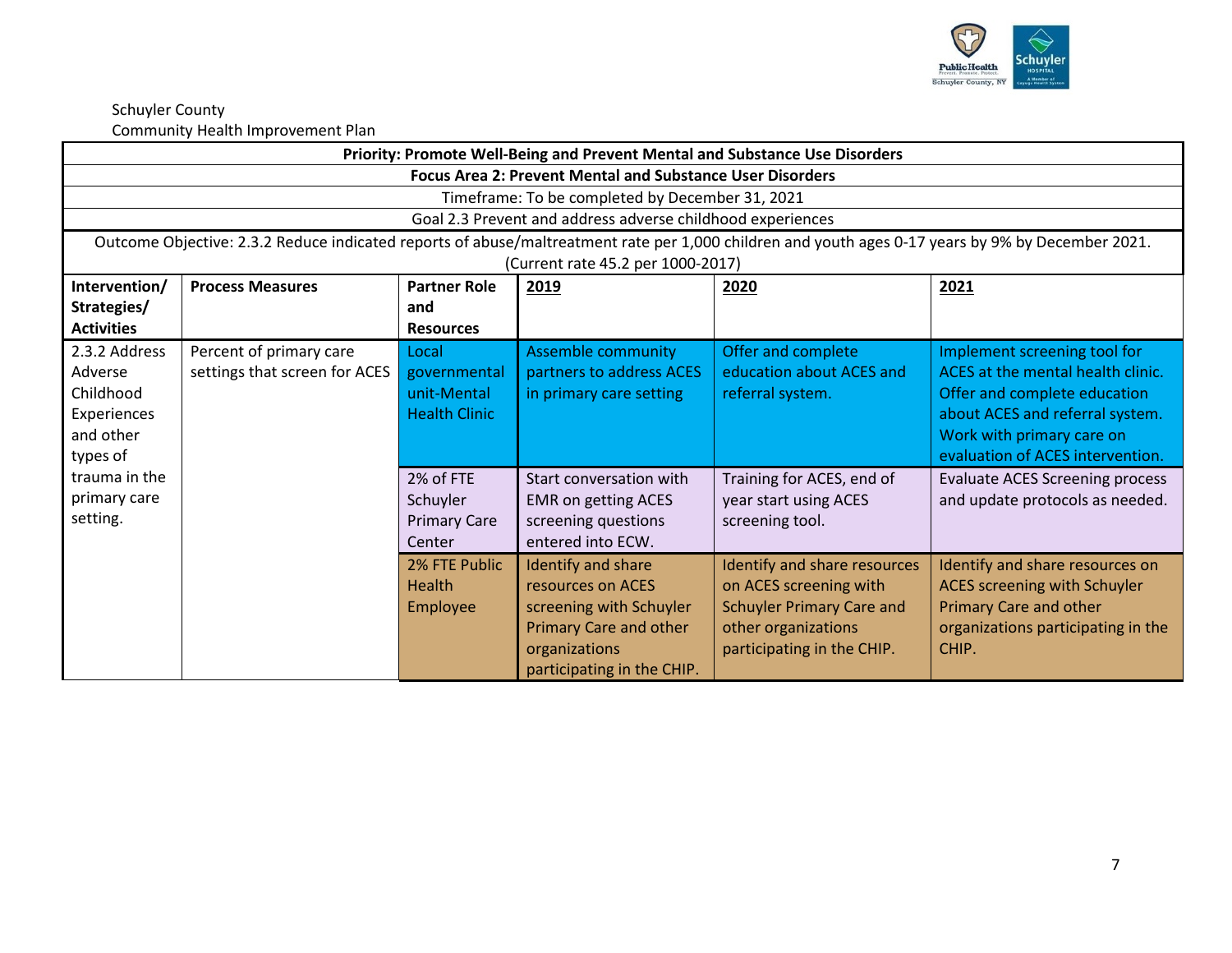Schuyler County
Community Health Improvement Plan

| Priority: Promote Well-Being and Prevent Mental and Substance Use Disorders | | | | | |
|---|---|---|---|---|---|
| **Focus Area 2: Prevent Mental and Substance User Disorders** | | | | | |
| Timeframe: To be completed by December 31, 2021 | | | | | |
| Goal 2.3 Prevent and address adverse childhood experiences | | | | | |
| Outcome Objective: 2.3.2 Reduce indicated reports of abuse/maltreatment rate per 1,000 children and youth ages 0-17 years by 9% by December 2021. (Current rate 45.2 per 1000-2017) | | | | | |
| **Intervention/ Strategies/ Activities** | **Process Measures** | **Partner Role and Resources** | **2019** | **2020** | **2021** |
| 2.3.2 Address Adverse Childhood Experiences and other types of trauma in the primary care setting. | Percent of primary care settings that screen for ACES | Local governmental unit-Mental Health Clinic | Assemble community partners to address ACES in primary care setting | Offer and complete education about ACES and referral system. | Implement screening tool for ACES at the mental health clinic. Offer and complete education about ACES and referral system. Work with primary care on evaluation of ACES intervention. |
| | | 2% of FTE Schuyler Primary Care Center | Start conversation with EMR on getting ACES screening questions entered into ECW. | Training for ACES, end of year start using ACES screening tool. | Evaluate ACES Screening process and update protocols as needed. |
| | | 2% FTE Public Health Employee | Identify and share resources on ACES screening with Schuyler Primary Care and other organizations participating in the CHIP. | Identify and share resources on ACES screening with Schuyler Primary Care and other organizations participating in the CHIP. | Identify and share resources on ACES screening with Schuyler Primary Care and other organizations participating in the CHIP. |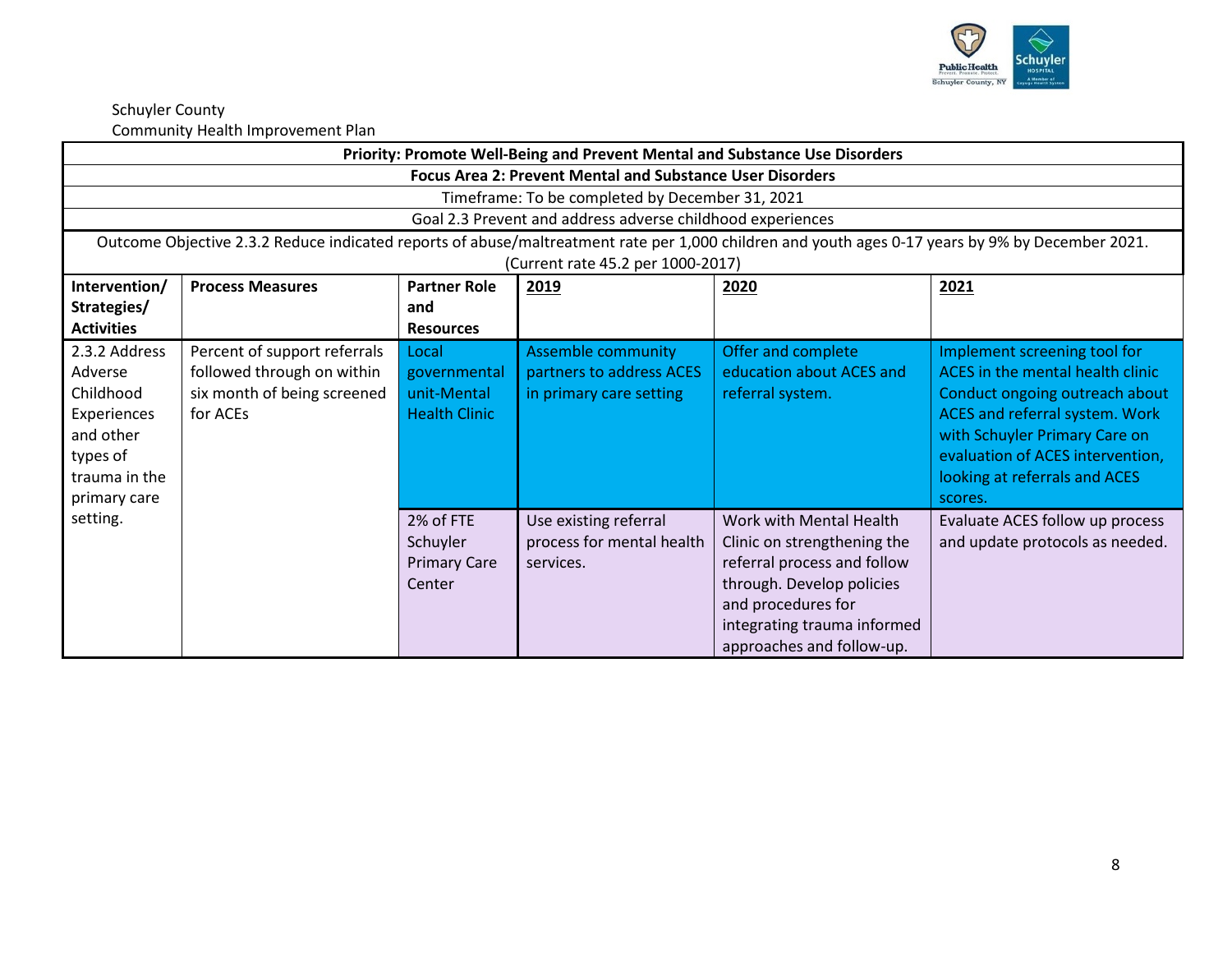Schuyler County
Community Health Improvement Plan

| Priority: Promote Well-Being and Prevent Mental and Substance Use Disorders | | | | | |
|---|---|---|---|---|---|
| **Focus Area 2: Prevent Mental and Substance User Disorders** | | | | | |
| Timeframe: To be completed by December 31, 2021 | | | | | |
| Goal 2.3 Prevent and address adverse childhood experiences | | | | | |
| Outcome Objective 2.3.2 Reduce indicated reports of abuse/maltreatment rate per 1,000 children and youth ages 0-17 years by 9% by December 2021. (Current rate 45.2 per 1000-2017) | | | | | |
| **Intervention/ Strategies/ Activities** | **Process Measures** | **Partner Role and Resources** | **2019** | **2020** | **2021** |
| 2.3.2 Address Adverse Childhood Experiences and other types of trauma in the primary care setting. | Percent of support referrals followed through on within six month of being screened for ACEs | Local governmental unit-Mental Health Clinic | Assemble community partners to address ACES in primary care setting | Offer and complete education about ACES and referral system. | Implement screening tool for ACES in the mental health clinic Conduct ongoing outreach about ACES and referral system. Work with Schuyler Primary Care on evaluation of ACES intervention, looking at referrals and ACES scores. |
| | | 2% of FTE Schuyler Primary Care Center | Use existing referral process for mental health services. | Work with Mental Health Clinic on strengthening the referral process and follow through. Develop policies and procedures for integrating trauma informed approaches and follow-up. | Evaluate ACES follow up process and update protocols as needed. |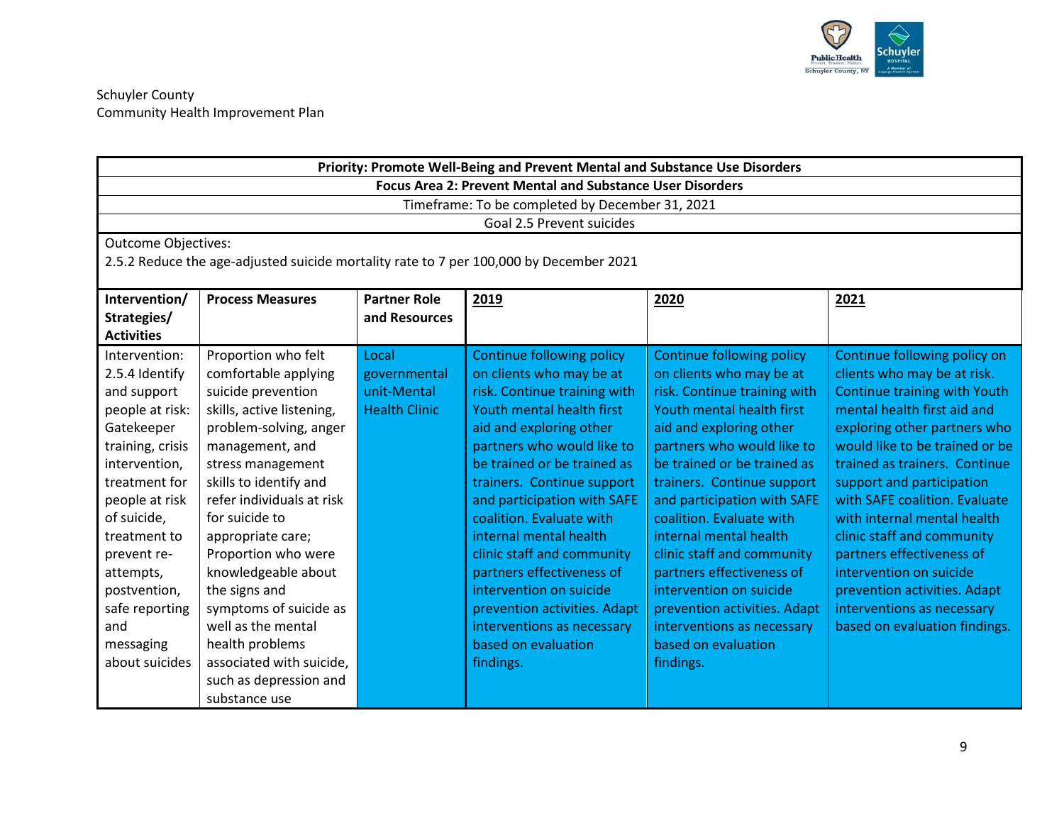Schuyler County
Community Health Improvement Plan

| Priority: Promote Well-Being and Prevent Mental and Substance Use Disorders | | | | | |
|---|---|---|---|---|---|
| Focus Area 2: Prevent Mental and Substance User Disorders | | | | | |
| Timeframe: To be completed by December 31, 2021 | | | | | |
| Goal 2.5 Prevent suicides | | | | | |
| Outcome Objectives: 2.5.2 Reduce the age-adjusted suicide mortality rate to 7 per 100,000 by December 2021 | | | | | |
| **Intervention/ Strategies/ Activities** | **Process Measures** | **Partner Role and Resources** | **2019** | **2020** | **2021** |
| Intervention: 2.5.4 Identify and support people at risk: Gatekeeper training, crisis intervention, treatment for people at risk of suicide, treatment to prevent re-attempts, postvention, safe reporting and messaging about suicides | Proportion who felt comfortable applying suicide prevention skills, active listening, problem-solving, anger management, and stress management skills to identify and refer individuals at risk for suicide to appropriate care; Proportion who were knowledgeable about the signs and symptoms of suicide as well as the mental health problems associated with suicide, such as depression and substance use | Local governmental unit-Mental Health Clinic | Continue following policy on clients who may be at risk. Continue training with Youth mental health first aid and exploring other partners who would like to be trained or be trained as trainers. Continue support and participation with SAFE coalition. Evaluate with internal mental health clinic staff and community partners effectiveness of intervention on suicide prevention activities. Adapt interventions as necessary based on evaluation findings. | Continue following policy on clients who may be at risk. Continue training with Youth mental health first aid and exploring other partners who would like to be trained or be trained as trainers. Continue support and participation with SAFE coalition. Evaluate with internal mental health clinic staff and community partners effectiveness of intervention on suicide prevention activities. Adapt interventions as necessary based on evaluation findings. | Continue following policy on clients who may be at risk. Continue training with Youth mental health first aid and exploring other partners who would like to be trained or be trained as trainers. Continue support and participation with SAFE coalition. Evaluate with internal mental health clinic staff and community partners effectiveness of intervention on suicide prevention activities. Adapt interventions as necessary based on evaluation findings. |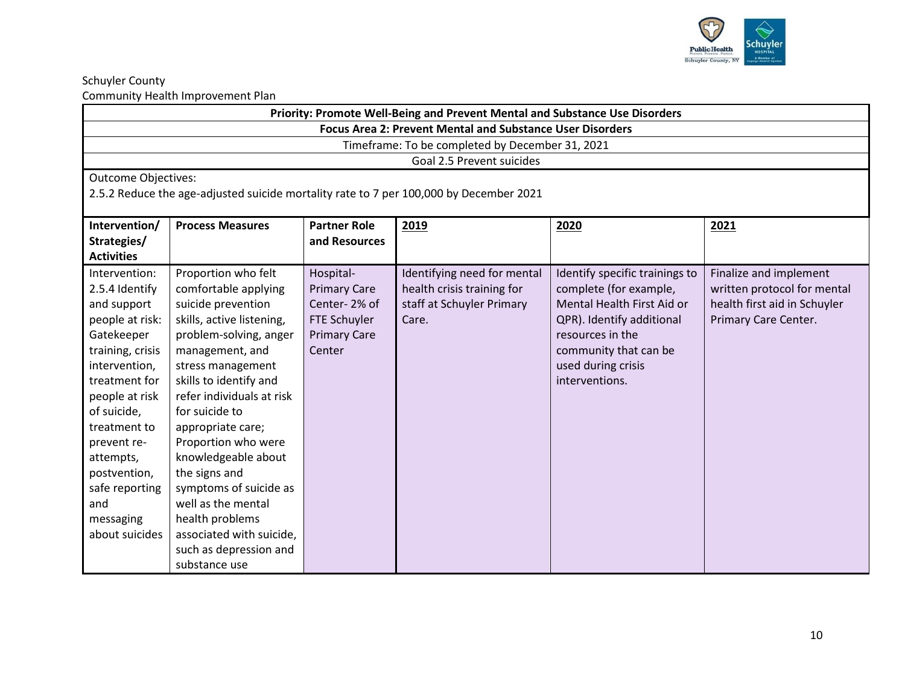Schuyler County
Community Health Improvement Plan

| Priority: Promote Well-Being and Prevent Mental and Substance Use Disorders | | | | | |
|---|---|---|---|---|---|
| **Focus Area 2: Prevent Mental and Substance User Disorders** | | | | | |
| Timeframe: To be completed by December 31, 2021 | | | | | |
| Goal 2.5 Prevent suicides | | | | | |
| Outcome Objectives:<br>2.5.2 Reduce the age-adjusted suicide mortality rate to 7 per 100,000 by December 2021 | | | | | |
| **Intervention/ Strategies/ Activities** | **Process Measures** | **Partner Role and Resources** | **2019** | **2020** | **2021** |
| Intervention: 2.5.4 Identify and support people at risk: Gatekeeper training, crisis intervention, treatment for people at risk of suicide, treatment to prevent re-attempts, postvention, safe reporting and messaging about suicides | Proportion who felt comfortable applying suicide prevention skills, active listening, problem-solving, anger management, and stress management skills to identify and refer individuals at risk for suicide to appropriate care; Proportion who were knowledgeable about the signs and symptoms of suicide as well as the mental health problems associated with suicide, such as depression and substance use | Hospital- Primary Care Center- 2% of FTE Schuyler Primary Care Center | Identifying need for mental health crisis training for staff at Schuyler Primary Care. | Identify specific trainings to complete (for example, Mental Health First Aid or QPR). Identify additional resources in the community that can be used during crisis interventions. | Finalize and implement written protocol for mental health first aid in Schuyler Primary Care Center. |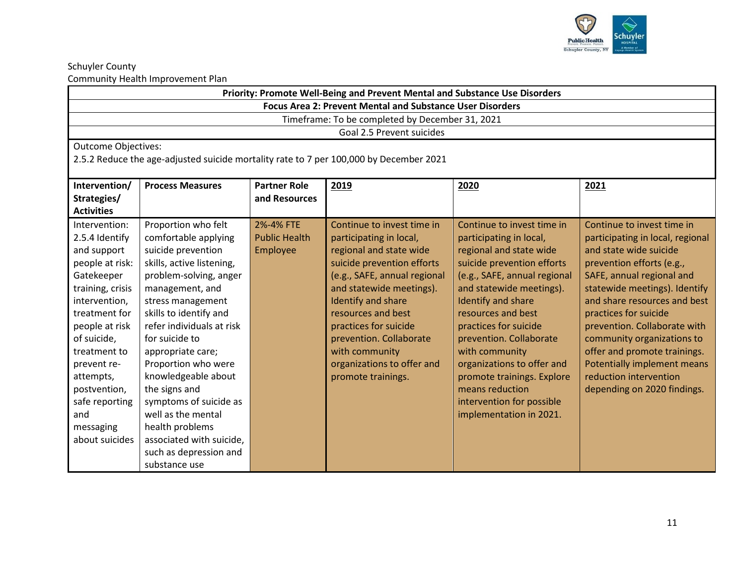Schuyler County
Community Health Improvement Plan

| Priority: Promote Well-Being and Prevent Mental and Substance Use Disorders | | | | | |
|---|---|---|---|---|---|
| **Focus Area 2: Prevent Mental and Substance User Disorders** | | | | | |
| Timeframe: To be completed by December 31, 2021 | | | | | |
| Goal 2.5 Prevent suicides | | | | | |
| Outcome Objectives: 2.5.2 Reduce the age-adjusted suicide mortality rate to 7 per 100,000 by December 2021 | | | | | |
| **Intervention/ Strategies/ Activities** | **Process Measures** | **Partner Role and Resources** | **2019** | **2020** | **2021** |
| Intervention: 2.5.4 Identify and support people at risk: Gatekeeper training, crisis intervention, treatment for people at risk of suicide, treatment to prevent re-attempts, postvention, safe reporting and messaging about suicides | Proportion who felt comfortable applying suicide prevention skills, active listening, problem-solving, anger management, and stress management skills to identify and refer individuals at risk for suicide to appropriate care; Proportion who were knowledgeable about the signs and symptoms of suicide as well as the mental health problems associated with suicide, such as depression and substance use | 2%-4% FTE Public Health Employee | Continue to invest time in participating in local, regional and state wide suicide prevention efforts (e.g., SAFE, annual regional and statewide meetings). Identify and share resources and best practices for suicide prevention. Collaborate with community organizations to offer and promote trainings. | Continue to invest time in participating in local, regional and state wide suicide prevention efforts (e.g., SAFE, annual regional and statewide meetings). Identify and share resources and best practices for suicide prevention. Collaborate with community organizations to offer and promote trainings. Explore means reduction intervention for possible implementation in 2021. | Continue to invest time in participating in local, regional and state wide suicide prevention efforts (e.g., SAFE, annual regional and statewide meetings). Identify and share resources and best practices for suicide prevention. Collaborate with community organizations to offer and promote trainings. Potentially implement means reduction intervention depending on 2020 findings. |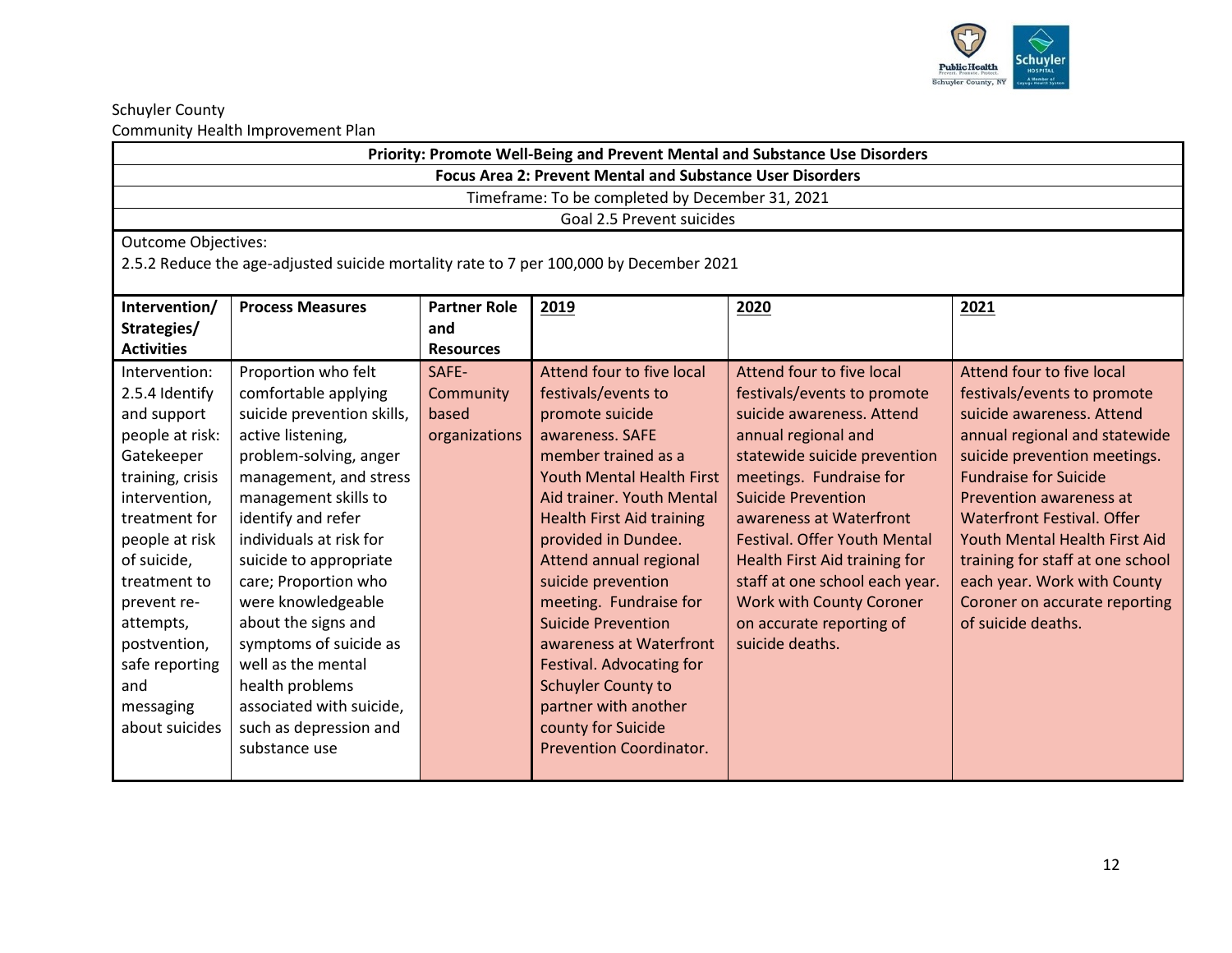Schuyler County
Community Health Improvement Plan

| **Priority: Promote Well-Being and Prevent Mental and Substance Use Disorders** | | | | | |
|---|---|---|---|---|---|
| **Focus Area 2: Prevent Mental and Substance User Disorders** | | | | | |
| Timeframe: To be completed by December 31, 2021 | | | | | |
| Goal 2.5 Prevent suicides | | | | | |
| Outcome Objectives:<br>2.5.2 Reduce the age-adjusted suicide mortality rate to 7 per 100,000 by December 2021 | | | | | |
| **Intervention/ Strategies/ Activities** | **Process Measures** | **Partner Role and Resources** | **2019** | **2020** | **2021** |
| Intervention: 2.5.4 Identify and support people at risk: Gatekeeper training, crisis intervention, treatment for people at risk of suicide, treatment to prevent re-attempts, postvention, safe reporting and messaging about suicides | Proportion who felt comfortable applying suicide prevention skills, active listening, problem-solving, anger management, and stress management skills to identify and refer individuals at risk for suicide to appropriate care; Proportion who were knowledgeable about the signs and symptoms of suicide as well as the mental health problems associated with suicide, such as depression and substance use | SAFE- Community based organizations | Attend four to five local festivals/events to promote suicide awareness. SAFE member trained as a Youth Mental Health First Aid trainer. Youth Mental Health First Aid training provided in Dundee. Attend annual regional suicide prevention meeting. Fundraise for Suicide Prevention awareness at Waterfront Festival. Advocating for Schuyler County to partner with another county for Suicide Prevention Coordinator. | Attend four to five local festivals/events to promote suicide awareness. Attend annual regional and statewide suicide prevention meetings. Fundraise for Suicide Prevention awareness at Waterfront Festival. Offer Youth Mental Health First Aid training for staff at one school each year. Work with County Coroner on accurate reporting of suicide deaths. | Attend four to five local festivals/events to promote suicide awareness. Attend annual regional and statewide suicide prevention meetings. Fundraise for Suicide Prevention awareness at Waterfront Festival. Offer Youth Mental Health First Aid training for staff at one school each year. Work with County Coroner on accurate reporting of suicide deaths. |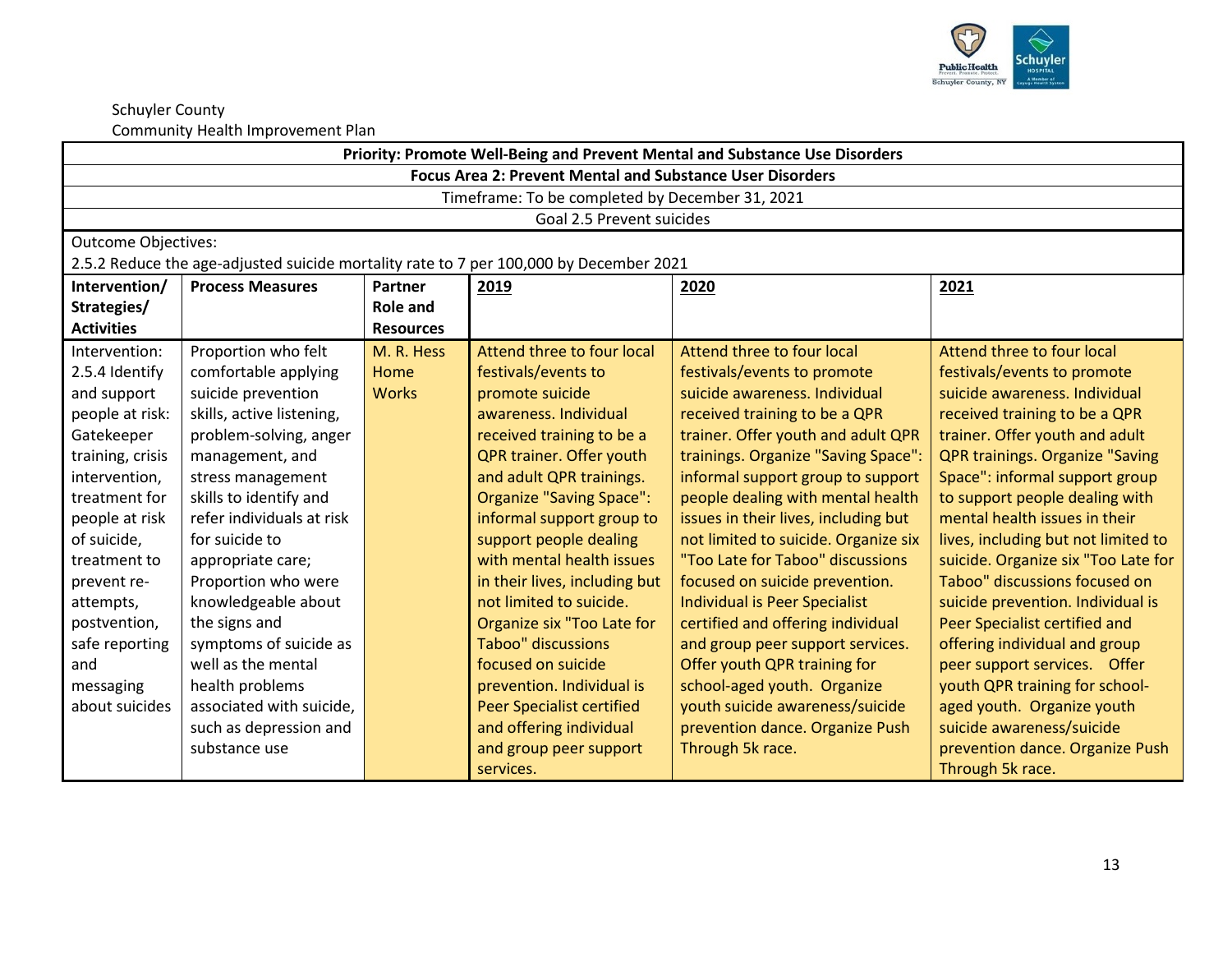Schuyler County
Community Health Improvement Plan

| Priority: Promote Well-Being and Prevent Mental and Substance Use Disorders | | | | | |
|---|---|---|---|---|---|
| Focus Area 2: Prevent Mental and Substance User Disorders | | | | | |
| Timeframe: To be completed by December 31, 2021 | | | | | |
| Goal 2.5 Prevent suicides | | | | | |
| Outcome Objectives:<br>2.5.2 Reduce the age-adjusted suicide mortality rate to 7 per 100,000 by December 2021 | | | | | |
| **Intervention/ Strategies/ Activities** | **Process Measures** | **Partner Role and Resources** | **2019** | **2020** | **2021** |
| Intervention: 2.5.4 Identify and support people at risk: Gatekeeper training, crisis intervention, treatment for people at risk of suicide, treatment to prevent re-attempts, postvention, safe reporting and messaging about suicides | Proportion who felt comfortable applying suicide prevention skills, active listening, problem-solving, anger management, and stress management skills to identify and refer individuals at risk for suicide to appropriate care; Proportion who were knowledgeable about the signs and symptoms of suicide as well as the mental health problems associated with suicide, such as depression and substance use | M. R. Hess Home Works | Attend three to four local festivals/events to promote suicide awareness. Individual received training to be a QPR trainer. Offer youth and adult QPR trainings. Organize "Saving Space": informal support group to support people dealing with mental health issues in their lives, including but not limited to suicide. Organize six "Too Late for Taboo" discussions focused on suicide prevention. Individual is Peer Specialist certified and offering individual and group peer support services. | Attend three to four local festivals/events to promote suicide awareness. Individual received training to be a QPR trainer. Offer youth and adult QPR trainings. Organize "Saving Space": informal support group to support people dealing with mental health issues in their lives, including but not limited to suicide. Organize six "Too Late for Taboo" discussions focused on suicide prevention. Individual is Peer Specialist certified and offering individual and group peer support services. Offer youth QPR training for school-aged youth. Organize youth suicide awareness/suicide prevention dance. Organize Push Through 5k race. | Attend three to four local festivals/events to promote suicide awareness. Individual received training to be a QPR trainer. Offer youth and adult QPR trainings. Organize "Saving Space": informal support group to support people dealing with mental health issues in their lives, including but not limited to suicide. Organize six "Too Late for Taboo" discussions focused on suicide prevention. Individual is Peer Specialist certified and offering individual and group peer support services. Offer youth QPR training for school-aged youth. Organize youth suicide awareness/suicide prevention dance. Organize Push Through 5k race. |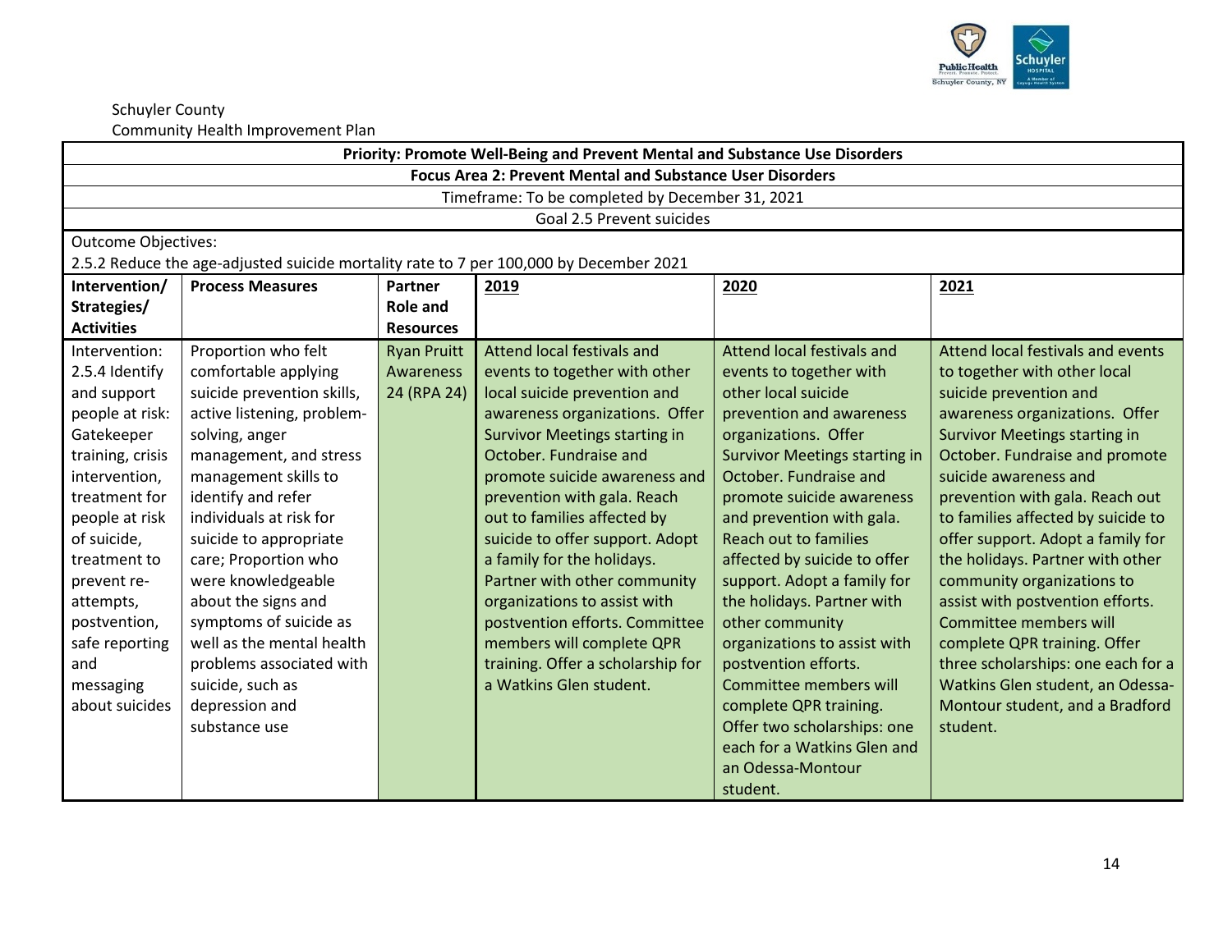Schuyler County
Community Health Improvement Plan

| Priority: Promote Well-Being and Prevent Mental and Substance Use Disorders | | | | | |
|---|---|---|---|---|---|
| Focus Area 2: Prevent Mental and Substance User Disorders | | | | | |
| Timeframe: To be completed by December 31, 2021 | | | | | |
| Goal 2.5 Prevent suicides | | | | | |
| Outcome Objectives: 2.5.2 Reduce the age-adjusted suicide mortality rate to 7 per 100,000 by December 2021 | | | | | |
| **Intervention/ Strategies/ Activities** | **Process Measures** | **Partner Role and Resources** | **2019** | **2020** | **2021** |
| Intervention: 2.5.4 Identify and support people at risk: Gatekeeper training, crisis intervention, treatment for people at risk of suicide, treatment to prevent re-attempts, postvention, safe reporting and messaging about suicides | Proportion who felt comfortable applying suicide prevention skills, active listening, problem-solving, anger management, and stress management skills to identify and refer individuals at risk for suicide to appropriate care; Proportion who were knowledgeable about the signs and symptoms of suicide as well as the mental health problems associated with suicide, such as depression and substance use | Ryan Pruitt Awareness 24 (RPA 24) | Attend local festivals and events to together with other local suicide prevention and awareness organizations. Offer Survivor Meetings starting in October. Fundraise and promote suicide awareness and prevention with gala. Reach out to families affected by suicide to offer support. Adopt a family for the holidays. Partner with other community organizations to assist with postvention efforts. Committee members will complete QPR training. Offer a scholarship for a Watkins Glen student. | Attend local festivals and events to together with other local suicide prevention and awareness organizations. Offer Survivor Meetings starting in October. Fundraise and promote suicide awareness and prevention with gala. Reach out to families affected by suicide to offer support. Adopt a family for the holidays. Partner with other community organizations to assist with postvention efforts. Committee members will complete QPR training. Offer two scholarships: one each for a Watkins Glen and an Odessa-Montour student. | Attend local festivals and events to together with other local suicide prevention and awareness organizations. Offer Survivor Meetings starting in October. Fundraise and promote suicide awareness and prevention with gala. Reach out to families affected by suicide to offer support. Adopt a family for the holidays. Partner with other community organizations to assist with postvention efforts. Committee members will complete QPR training. Offer three scholarships: one each for a Watkins Glen student, an Odessa-Montour student, and a Bradford student. |